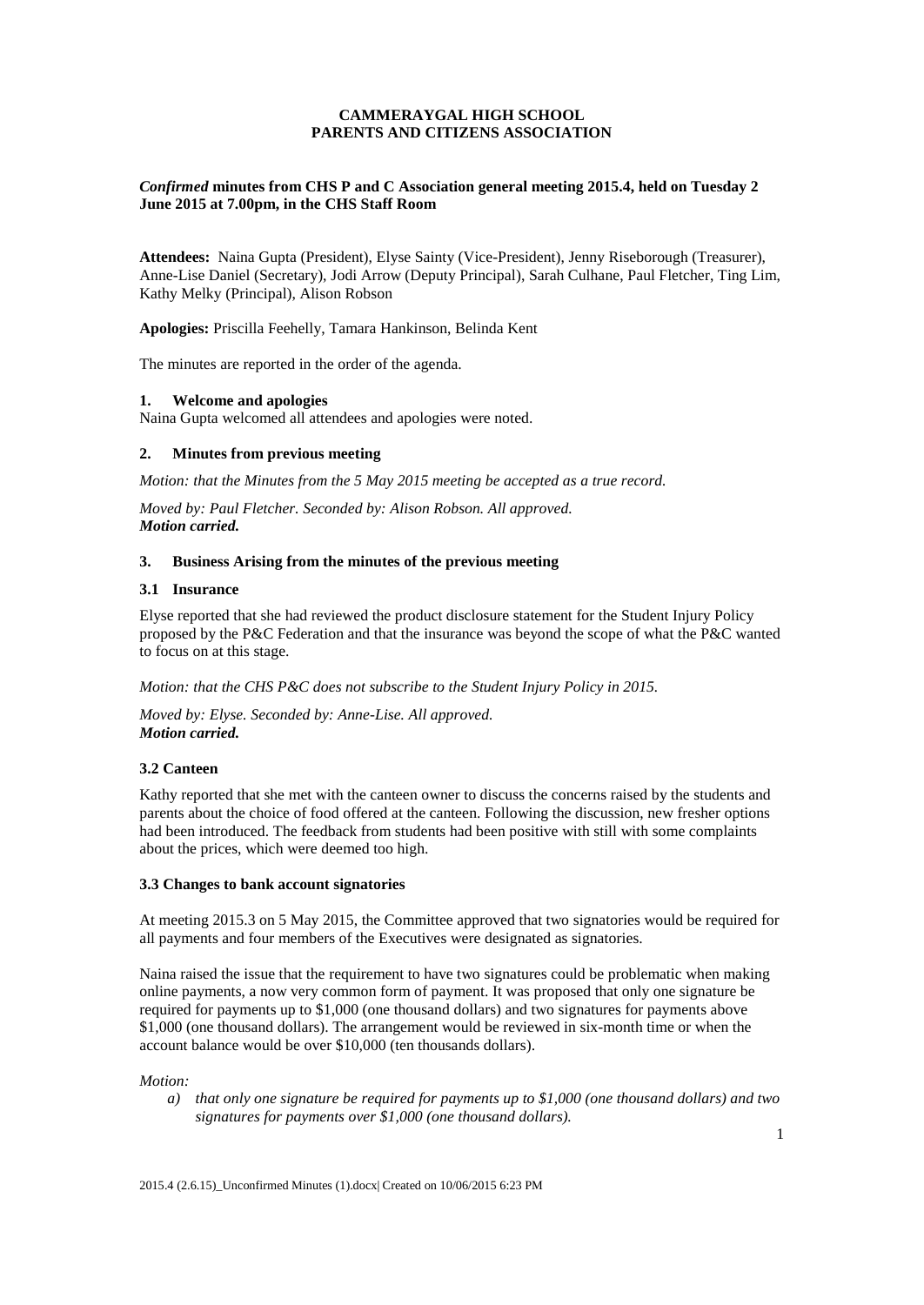**CAMMERAYGAL HIGH SCHOOL**
**PARENTS AND CITIZENS ASSOCIATION**

***Confirmed* minutes from CHS P and C Association general meeting 2015.4, held on Tuesday 2 June 2015 at 7.00pm, in the CHS Staff Room**

**Attendees:** Naina Gupta (President), Elyse Sainty (Vice-President), Jenny Riseborough (Treasurer), Anne-Lise Daniel (Secretary), Jodi Arrow (Deputy Principal), Sarah Culhane, Paul Fletcher, Ting Lim, Kathy Melky (Principal), Alison Robson

**Apologies:** Priscilla Feehelly, Tamara Hankinson, Belinda Kent

The minutes are reported in the order of the agenda.

### 1. Welcome and apologies

Naina Gupta welcomed all attendees and apologies were noted.

### 2. Minutes from previous meeting

*Motion: that the Minutes from the 5 May 2015 meeting be accepted as a true record.*

*Moved by: Paul Fletcher. Seconded by: Alison Robson. All approved.*
***Motion carried.***

### 3. Business Arising from the minutes of the previous meeting

#### 3.1 Insurance

Elyse reported that she had reviewed the product disclosure statement for the Student Injury Policy proposed by the P&C Federation and that the insurance was beyond the scope of what the P&C wanted to focus on at this stage.

*Motion: that the CHS P&C does not subscribe to the Student Injury Policy in 2015.*

*Moved by: Elyse. Seconded by: Anne-Lise. All approved.*
***Motion carried.***

#### 3.2 Canteen

Kathy reported that she met with the canteen owner to discuss the concerns raised by the students and parents about the choice of food offered at the canteen. Following the discussion, new fresher options had been introduced. The feedback from students had been positive with still with some complaints about the prices, which were deemed too high.

#### 3.3 Changes to bank account signatories

At meeting 2015.3 on 5 May 2015, the Committee approved that two signatories would be required for all payments and four members of the Executives were designated as signatories.

Naina raised the issue that the requirement to have two signatures could be problematic when making online payments, a now very common form of payment. It was proposed that only one signature be required for payments up to $1,000 (one thousand dollars) and two signatures for payments above $1,000 (one thousand dollars). The arrangement would be reviewed in six-month time or when the account balance would be over $10,000 (ten thousands dollars).

*Motion:*

a) *that only one signature be required for payments up to $1,000 (one thousand dollars) and two signatures for payments over $1,000 (one thousand dollars).*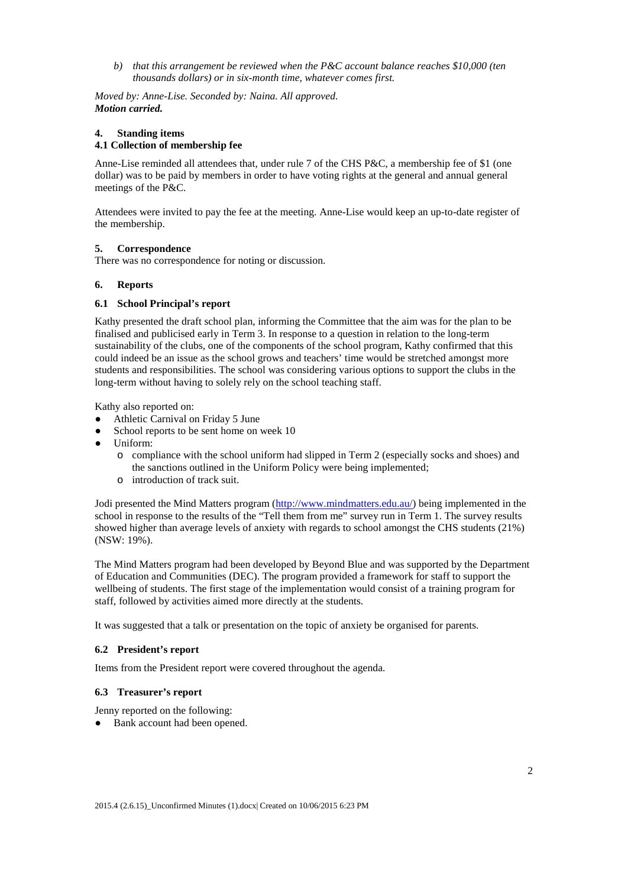*b) that this arrangement be reviewed when the P&C account balance reaches $10,000 (ten thousands dollars) or in six-month time, whatever comes first.*

*Moved by: Anne-Lise. Seconded by: Naina. All approved.*
***Motion carried.***

### 4. Standing items

#### 4.1 Collection of membership fee

Anne-Lise reminded all attendees that, under rule 7 of the CHS P&C, a membership fee of $1 (one dollar) was to be paid by members in order to have voting rights at the general and annual general meetings of the P&C.

Attendees were invited to pay the fee at the meeting. Anne-Lise would keep an up-to-date register of the membership.

### 5. Correspondence

There was no correspondence for noting or discussion.

### 6. Reports

#### 6.1 School Principal's report

Kathy presented the draft school plan, informing the Committee that the aim was for the plan to be finalised and publicised early in Term 3. In response to a question in relation to the long-term sustainability of the clubs, one of the components of the school program, Kathy confirmed that this could indeed be an issue as the school grows and teachers' time would be stretched amongst more students and responsibilities. The school was considering various options to support the clubs in the long-term without having to solely rely on the school teaching staff.

Kathy also reported on:

- Athletic Carnival on Friday 5 June
- School reports to be sent home on week 10
- Uniform:
  - compliance with the school uniform had slipped in Term 2 (especially socks and shoes) and the sanctions outlined in the Uniform Policy were being implemented;
  - introduction of track suit.

Jodi presented the Mind Matters program (http://www.mindmatters.edu.au/) being implemented in the school in response to the results of the "Tell them from me" survey run in Term 1. The survey results showed higher than average levels of anxiety with regards to school amongst the CHS students (21%) (NSW: 19%).

The Mind Matters program had been developed by Beyond Blue and was supported by the Department of Education and Communities (DEC). The program provided a framework for staff to support the wellbeing of students. The first stage of the implementation would consist of a training program for staff, followed by activities aimed more directly at the students.

It was suggested that a talk or presentation on the topic of anxiety be organised for parents.

#### 6.2 President's report

Items from the President report were covered throughout the agenda.

#### 6.3 Treasurer's report

Jenny reported on the following:

- Bank account had been opened.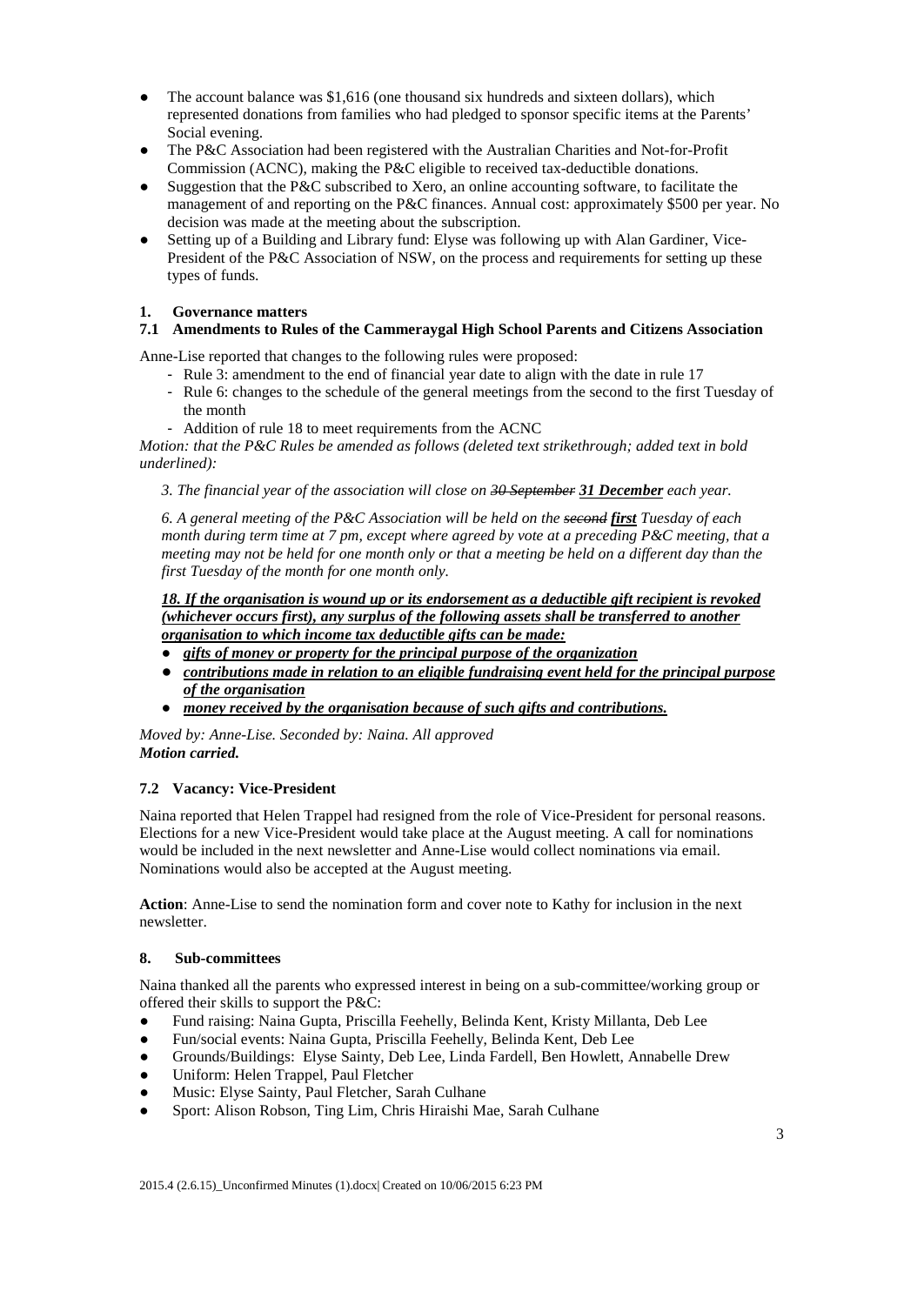- The account balance was $1,616 (one thousand six hundreds and sixteen dollars), which represented donations from families who had pledged to sponsor specific items at the Parents' Social evening.
- The P&C Association had been registered with the Australian Charities and Not-for-Profit Commission (ACNC), making the P&C eligible to received tax-deductible donations.
- Suggestion that the P&C subscribed to Xero, an online accounting software, to facilitate the management of and reporting on the P&C finances. Annual cost: approximately $500 per year. No decision was made at the meeting about the subscription.
- Setting up of a Building and Library fund: Elyse was following up with Alan Gardiner, Vice-President of the P&C Association of NSW, on the process and requirements for setting up these types of funds.

## 1. Governance matters

### 7.1 Amendments to Rules of the Cammeraygal High School Parents and Citizens Association

Anne-Lise reported that changes to the following rules were proposed:

- Rule 3: amendment to the end of financial year date to align with the date in rule 17
- Rule 6: changes to the schedule of the general meetings from the second to the first Tuesday of the month
- Addition of rule 18 to meet requirements from the ACNC

*Motion: that the P&C Rules be amended as follows (deleted text strikethrough; added text in bold underlined):*

*3. The financial year of the association will close on ~~30 September~~ **<u>31 December</u>** each year.*

*6. A general meeting of the P&C Association will be held on the ~~second~~ **<u>first</u>** Tuesday of each month during term time at 7 pm, except where agreed by vote at a preceding P&C meeting, that a meeting may not be held for one month only or that a meeting be held on a different day than the first Tuesday of the month for one month only.*

***<u>18. If the organisation is wound up or its endorsement as a deductible gift recipient is revoked (whichever occurs first), any surplus of the following assets shall be transferred to another organisation to which income tax deductible gifts can be made:</u>***

- ***<u>gifts of money or property for the principal purpose of the organization</u>***
- ***<u>contributions made in relation to an eligible fundraising event held for the principal purpose of the organisation</u>***
- ***<u>money received by the organisation because of such gifts and contributions.</u>***

*Moved by: Anne-Lise. Seconded by: Naina. All approved*
***Motion carried.***

### 7.2 Vacancy: Vice-President

Naina reported that Helen Trappel had resigned from the role of Vice-President for personal reasons. Elections for a new Vice-President would take place at the August meeting. A call for nominations would be included in the next newsletter and Anne-Lise would collect nominations via email. Nominations would also be accepted at the August meeting.

**Action**: Anne-Lise to send the nomination form and cover note to Kathy for inclusion in the next newsletter.

## 8. Sub-committees

Naina thanked all the parents who expressed interest in being on a sub-committee/working group or offered their skills to support the P&C:

- Fund raising: Naina Gupta, Priscilla Feehelly, Belinda Kent, Kristy Millanta, Deb Lee
- Fun/social events: Naina Gupta, Priscilla Feehelly, Belinda Kent, Deb Lee
- Grounds/Buildings: Elyse Sainty, Deb Lee, Linda Fardell, Ben Howlett, Annabelle Drew
- Uniform: Helen Trappel, Paul Fletcher
- Music: Elyse Sainty, Paul Fletcher, Sarah Culhane
- Sport: Alison Robson, Ting Lim, Chris Hiraishi Mae, Sarah Culhane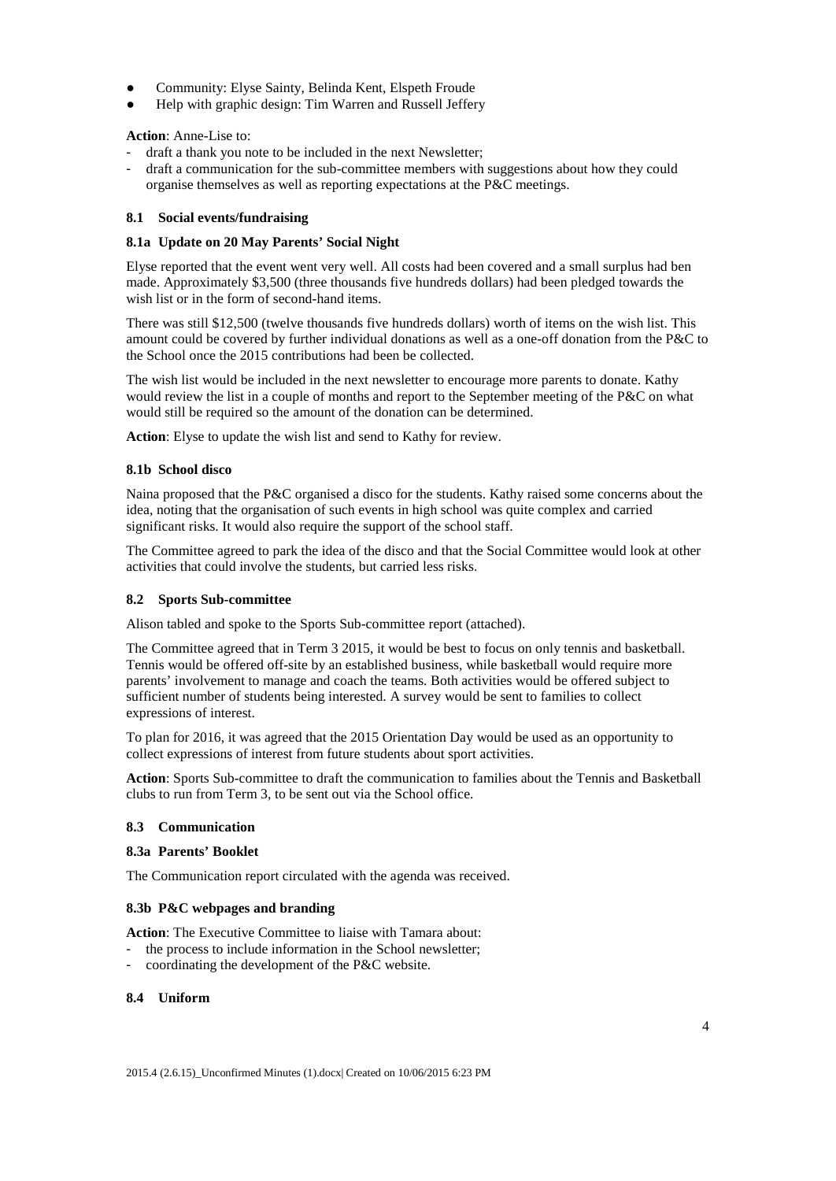- Community: Elyse Sainty, Belinda Kent, Elspeth Froude
- Help with graphic design: Tim Warren and Russell Jeffery

**Action**: Anne-Lise to:

- draft a thank you note to be included in the next Newsletter;
- draft a communication for the sub-committee members with suggestions about how they could organise themselves as well as reporting expectations at the P&C meetings.

### 8.1 Social events/fundraising

#### 8.1a Update on 20 May Parents' Social Night

Elyse reported that the event went very well. All costs had been covered and a small surplus had ben made. Approximately $3,500 (three thousands five hundreds dollars) had been pledged towards the wish list or in the form of second-hand items.

There was still $12,500 (twelve thousands five hundreds dollars) worth of items on the wish list. This amount could be covered by further individual donations as well as a one-off donation from the P&C to the School once the 2015 contributions had been be collected.

The wish list would be included in the next newsletter to encourage more parents to donate. Kathy would review the list in a couple of months and report to the September meeting of the P&C on what would still be required so the amount of the donation can be determined.

**Action**: Elyse to update the wish list and send to Kathy for review.

#### 8.1b School disco

Naina proposed that the P&C organised a disco for the students. Kathy raised some concerns about the idea, noting that the organisation of such events in high school was quite complex and carried significant risks. It would also require the support of the school staff.

The Committee agreed to park the idea of the disco and that the Social Committee would look at other activities that could involve the students, but carried less risks.

### 8.2 Sports Sub-committee

Alison tabled and spoke to the Sports Sub-committee report (attached).

The Committee agreed that in Term 3 2015, it would be best to focus on only tennis and basketball. Tennis would be offered off-site by an established business, while basketball would require more parents' involvement to manage and coach the teams. Both activities would be offered subject to sufficient number of students being interested. A survey would be sent to families to collect expressions of interest.

To plan for 2016, it was agreed that the 2015 Orientation Day would be used as an opportunity to collect expressions of interest from future students about sport activities.

**Action**: Sports Sub-committee to draft the communication to families about the Tennis and Basketball clubs to run from Term 3, to be sent out via the School office.

### 8.3 Communication

#### 8.3a Parents' Booklet

The Communication report circulated with the agenda was received.

#### 8.3b P&C webpages and branding

**Action**: The Executive Committee to liaise with Tamara about:

- the process to include information in the School newsletter;
- coordinating the development of the P&C website.

### 8.4 Uniform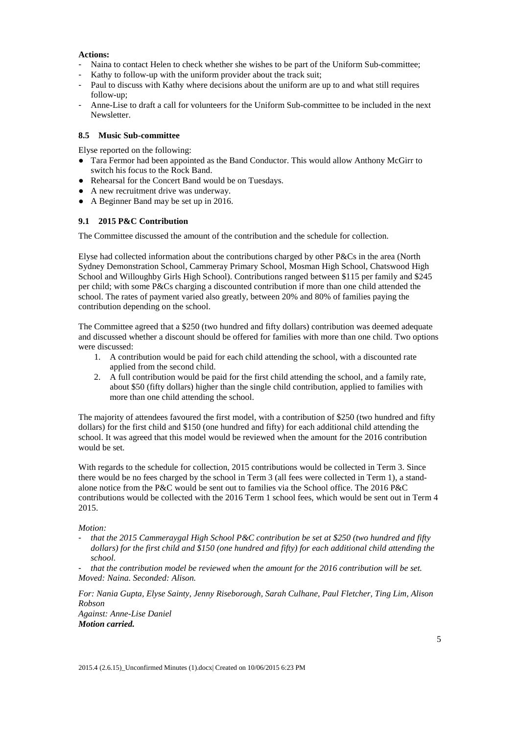**Actions:**

- Naina to contact Helen to check whether she wishes to be part of the Uniform Sub-committee;
- Kathy to follow-up with the uniform provider about the track suit;
- Paul to discuss with Kathy where decisions about the uniform are up to and what still requires follow-up;
- Anne-Lise to draft a call for volunteers for the Uniform Sub-committee to be included in the next Newsletter.

### 8.5 Music Sub-committee

Elyse reported on the following:

- Tara Fermor had been appointed as the Band Conductor. This would allow Anthony McGirr to switch his focus to the Rock Band.
- Rehearsal for the Concert Band would be on Tuesdays.
- A new recruitment drive was underway.
- A Beginner Band may be set up in 2016.

### 9.1 2015 P&C Contribution

The Committee discussed the amount of the contribution and the schedule for collection.

Elyse had collected information about the contributions charged by other P&Cs in the area (North Sydney Demonstration School, Cammeray Primary School, Mosman High School, Chatswood High School and Willoughby Girls High School). Contributions ranged between $115 per family and $245 per child; with some P&Cs charging a discounted contribution if more than one child attended the school. The rates of payment varied also greatly, between 20% and 80% of families paying the contribution depending on the school.

The Committee agreed that a $250 (two hundred and fifty dollars) contribution was deemed adequate and discussed whether a discount should be offered for families with more than one child. Two options were discussed:

1. A contribution would be paid for each child attending the school, with a discounted rate applied from the second child.
2. A full contribution would be paid for the first child attending the school, and a family rate, about $50 (fifty dollars) higher than the single child contribution, applied to families with more than one child attending the school.

The majority of attendees favoured the first model, with a contribution of $250 (two hundred and fifty dollars) for the first child and $150 (one hundred and fifty) for each additional child attending the school. It was agreed that this model would be reviewed when the amount for the 2016 contribution would be set.

With regards to the schedule for collection, 2015 contributions would be collected in Term 3. Since there would be no fees charged by the school in Term 3 (all fees were collected in Term 1), a stand-alone notice from the P&C would be sent out to families via the School office. The 2016 P&C contributions would be collected with the 2016 Term 1 school fees, which would be sent out in Term 4 2015.

*Motion:*

- *that the 2015 Cammeraygal High School P&C contribution be set at $250 (two hundred and fifty dollars) for the first child and $150 (one hundred and fifty) for each additional child attending the school.*
- *that the contribution model be reviewed when the amount for the 2016 contribution will be set.*

*Moved: Naina. Seconded: Alison.*

*For: Nania Gupta, Elyse Sainty, Jenny Riseborough, Sarah Culhane, Paul Fletcher, Ting Lim, Alison Robson*
*Against: Anne-Lise Daniel*
***Motion carried.***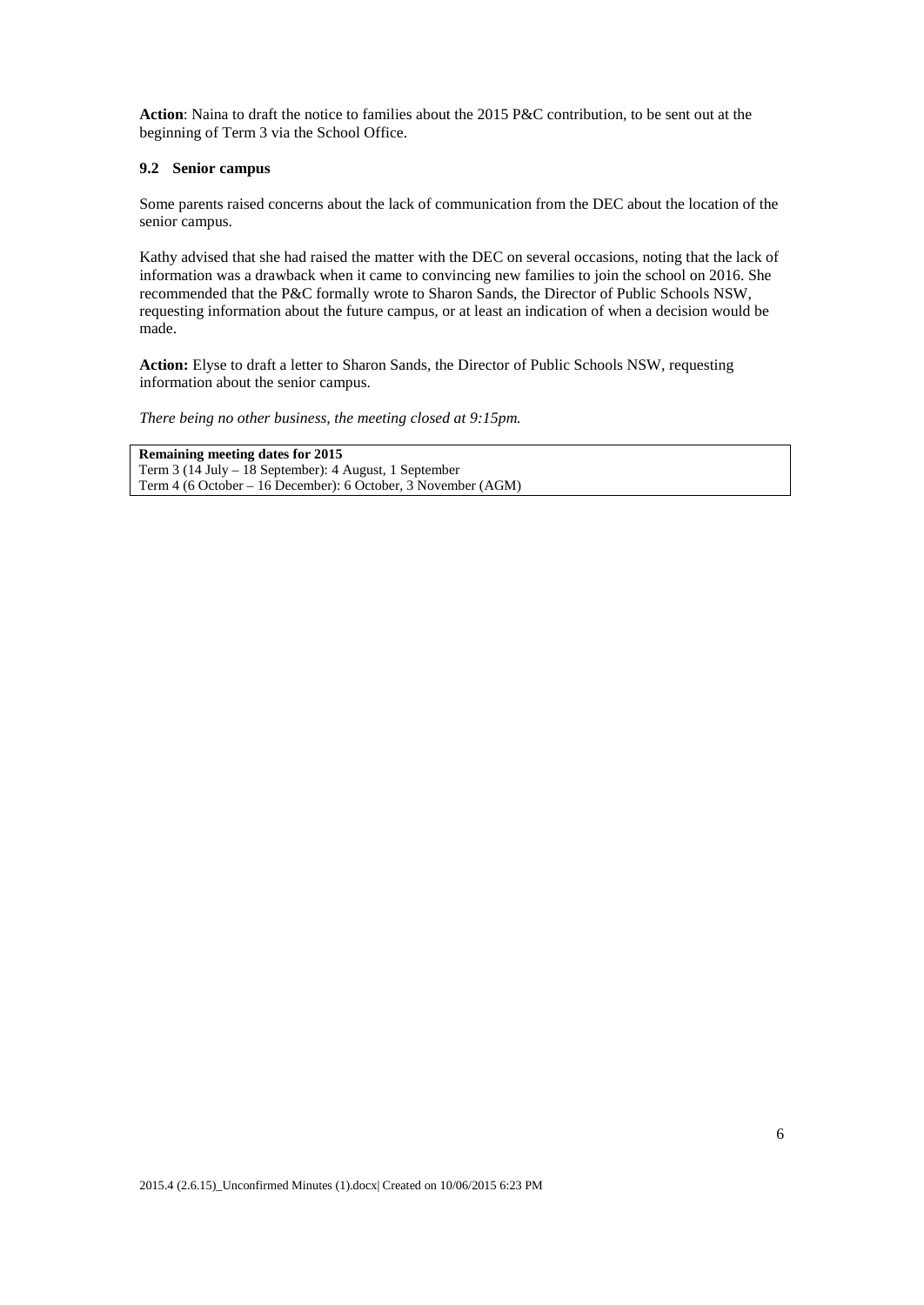**Action**: Naina to draft the notice to families about the 2015 P&C contribution, to be sent out at the beginning of Term 3 via the School Office.

### 9.2 Senior campus

Some parents raised concerns about the lack of communication from the DEC about the location of the senior campus.

Kathy advised that she had raised the matter with the DEC on several occasions, noting that the lack of information was a drawback when it came to convincing new families to join the school on 2016. She recommended that the P&C formally wrote to Sharon Sands, the Director of Public Schools NSW, requesting information about the future campus, or at least an indication of when a decision would be made.

**Action:** Elyse to draft a letter to Sharon Sands, the Director of Public Schools NSW, requesting information about the senior campus.

*There being no other business, the meeting closed at 9:15pm.*

| |
|---|
| **Remaining meeting dates for 2015** |
| Term 3 (14 July – 18 September): 4 August, 1 September |
| Term 4 (6 October – 16 December): 6 October, 3 November (AGM) |